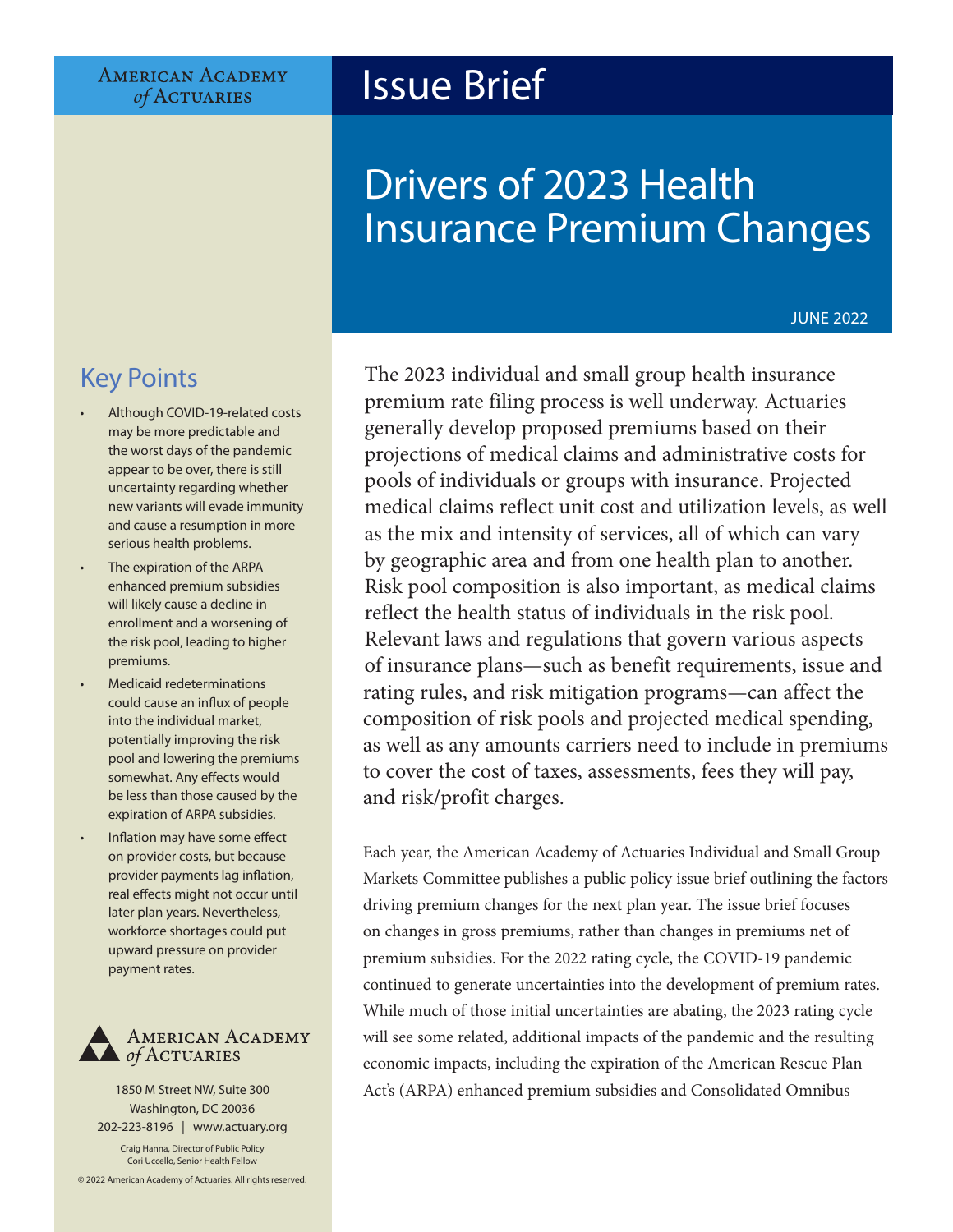American Academy of Actuaries

# Issue Brief

# Drivers of 2023 Health Insurance Premium Changes

JUNE 2022

## Key Points

- Although COVID-19-related costs may be more predictable and the worst days of the pandemic appear to be over, there is still uncertainty regarding whether new variants will evade immunity and cause a resumption in more serious health problems.
- The expiration of the ARPA enhanced premium subsidies will likely cause a decline in enrollment and a worsening of the risk pool, leading to higher premiums.
- Medicaid redeterminations could cause an influx of people into the individual market, potentially improving the risk pool and lowering the premiums somewhat. Any effects would be less than those caused by the expiration of ARPA subsidies.
- Inflation may have some effect on provider costs, but because provider payments lag inflation, real effects might not occur until later plan years. Nevertheless, workforce shortages could put upward pressure on provider payment rates.

American Academy of Actuaries
1850 M Street NW, Suite 300
Washington, DC 20036
202-223-8196 | www.actuary.org

Craig Hanna, Director of Public Policy
Cori Uccello, Senior Health Fellow

© 2022 American Academy of Actuaries. All rights reserved.

The 2023 individual and small group health insurance premium rate filing process is well underway. Actuaries generally develop proposed premiums based on their projections of medical claims and administrative costs for pools of individuals or groups with insurance. Projected medical claims reflect unit cost and utilization levels, as well as the mix and intensity of services, all of which can vary by geographic area and from one health plan to another. Risk pool composition is also important, as medical claims reflect the health status of individuals in the risk pool. Relevant laws and regulations that govern various aspects of insurance plans—such as benefit requirements, issue and rating rules, and risk mitigation programs—can affect the composition of risk pools and projected medical spending, as well as any amounts carriers need to include in premiums to cover the cost of taxes, assessments, fees they will pay, and risk/profit charges.

Each year, the American Academy of Actuaries Individual and Small Group Markets Committee publishes a public policy issue brief outlining the factors driving premium changes for the next plan year. The issue brief focuses on changes in gross premiums, rather than changes in premiums net of premium subsidies. For the 2022 rating cycle, the COVID-19 pandemic continued to generate uncertainties into the development of premium rates. While much of those initial uncertainties are abating, the 2023 rating cycle will see some related, additional impacts of the pandemic and the resulting economic impacts, including the expiration of the American Rescue Plan Act's (ARPA) enhanced premium subsidies and Consolidated Omnibus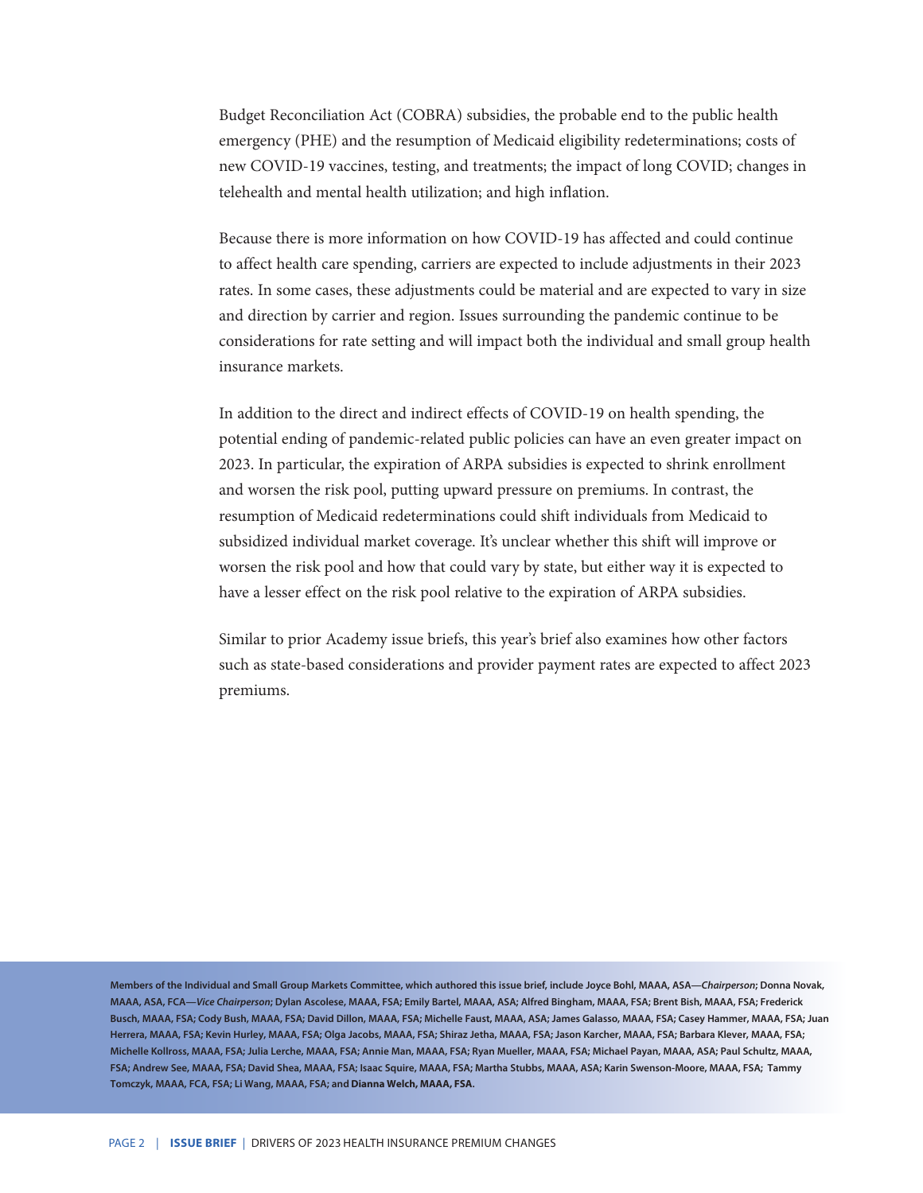Budget Reconciliation Act (COBRA) subsidies, the probable end to the public health emergency (PHE) and the resumption of Medicaid eligibility redeterminations; costs of new COVID-19 vaccines, testing, and treatments; the impact of long COVID; changes in telehealth and mental health utilization; and high inflation.

Because there is more information on how COVID-19 has affected and could continue to affect health care spending, carriers are expected to include adjustments in their 2023 rates. In some cases, these adjustments could be material and are expected to vary in size and direction by carrier and region. Issues surrounding the pandemic continue to be considerations for rate setting and will impact both the individual and small group health insurance markets.

In addition to the direct and indirect effects of COVID-19 on health spending, the potential ending of pandemic-related public policies can have an even greater impact on 2023. In particular, the expiration of ARPA subsidies is expected to shrink enrollment and worsen the risk pool, putting upward pressure on premiums. In contrast, the resumption of Medicaid redeterminations could shift individuals from Medicaid to subsidized individual market coverage. It's unclear whether this shift will improve or worsen the risk pool and how that could vary by state, but either way it is expected to have a lesser effect on the risk pool relative to the expiration of ARPA subsidies.

Similar to prior Academy issue briefs, this year's brief also examines how other factors such as state-based considerations and provider payment rates are expected to affect 2023 premiums.

**Members of the Individual and Small Group Markets Committee, which authored this issue brief, include Joyce Bohl, MAAA, ASA—*Chairperson*; Donna Novak, MAAA, ASA, FCA—*Vice Chairperson*; Dylan Ascolese, MAAA, FSA; Emily Bartel, MAAA, ASA; Alfred Bingham, MAAA, FSA; Brent Bish, MAAA, FSA; Frederick Busch, MAAA, FSA; Cody Bush, MAAA, FSA; David Dillon, MAAA, FSA; Michelle Faust, MAAA, ASA; James Galasso, MAAA, FSA; Casey Hammer, MAAA, FSA; Juan Herrera, MAAA, FSA; Kevin Hurley, MAAA, FSA; Olga Jacobs, MAAA, FSA; Shiraz Jetha, MAAA, FSA; Jason Karcher, MAAA, FSA; Barbara Klever, MAAA, FSA; Michelle Kollross, MAAA, FSA; Julia Lerche, MAAA, FSA; Annie Man, MAAA, FSA; Ryan Mueller, MAAA, FSA; Michael Payan, MAAA, ASA; Paul Schultz, MAAA, FSA; Andrew See, MAAA, FSA; David Shea, MAAA, FSA; Isaac Squire, MAAA, FSA; Martha Stubbs, MAAA, ASA; Karin Swenson-Moore, MAAA, FSA; Tammy Tomczyk, MAAA, FCA, FSA; Li Wang, MAAA, FSA; and Dianna Welch, MAAA, FSA.**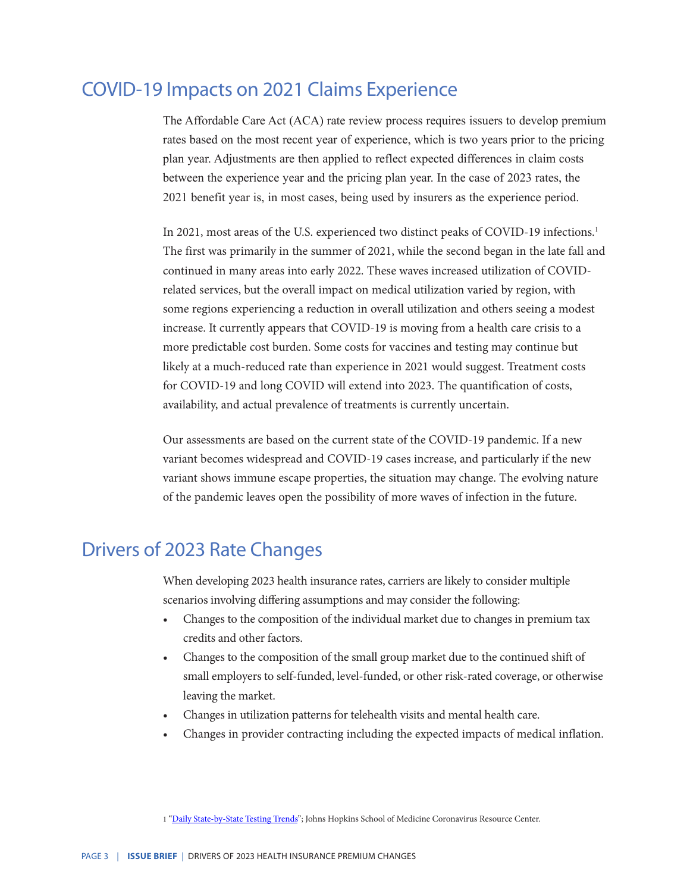## COVID-19 Impacts on 2021 Claims Experience

The Affordable Care Act (ACA) rate review process requires issuers to develop premium rates based on the most recent year of experience, which is two years prior to the pricing plan year. Adjustments are then applied to reflect expected differences in claim costs between the experience year and the pricing plan year. In the case of 2023 rates, the 2021 benefit year is, in most cases, being used by insurers as the experience period.

In 2021, most areas of the U.S. experienced two distinct peaks of COVID-19 infections.[1] The first was primarily in the summer of 2021, while the second began in the late fall and continued in many areas into early 2022. These waves increased utilization of COVID-related services, but the overall impact on medical utilization varied by region, with some regions experiencing a reduction in overall utilization and others seeing a modest increase. It currently appears that COVID-19 is moving from a health care crisis to a more predictable cost burden. Some costs for vaccines and testing may continue but likely at a much-reduced rate than experience in 2021 would suggest. Treatment costs for COVID-19 and long COVID will extend into 2023. The quantification of costs, availability, and actual prevalence of treatments is currently uncertain.

Our assessments are based on the current state of the COVID-19 pandemic. If a new variant becomes widespread and COVID-19 cases increase, and particularly if the new variant shows immune escape properties, the situation may change. The evolving nature of the pandemic leaves open the possibility of more waves of infection in the future.

## Drivers of 2023 Rate Changes

When developing 2023 health insurance rates, carriers are likely to consider multiple scenarios involving differing assumptions and may consider the following:

- Changes to the composition of the individual market due to changes in premium tax credits and other factors.
- Changes to the composition of the small group market due to the continued shift of small employers to self-funded, level-funded, or other risk-rated coverage, or otherwise leaving the market.
- Changes in utilization patterns for telehealth visits and mental health care.
- Changes in provider contracting including the expected impacts of medical inflation.

1 "Daily State-by-State Testing Trends"; Johns Hopkins School of Medicine Coronavirus Resource Center.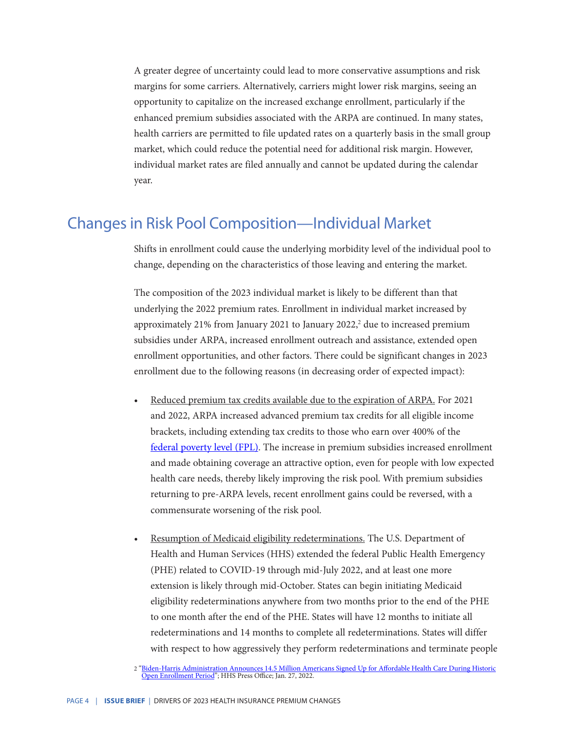A greater degree of uncertainty could lead to more conservative assumptions and risk margins for some carriers. Alternatively, carriers might lower risk margins, seeing an opportunity to capitalize on the increased exchange enrollment, particularly if the enhanced premium subsidies associated with the ARPA are continued. In many states, health carriers are permitted to file updated rates on a quarterly basis in the small group market, which could reduce the potential need for additional risk margin. However, individual market rates are filed annually and cannot be updated during the calendar year.

## Changes in Risk Pool Composition—Individual Market

Shifts in enrollment could cause the underlying morbidity level of the individual pool to change, depending on the characteristics of those leaving and entering the market.

The composition of the 2023 individual market is likely to be different than that underlying the 2022 premium rates. Enrollment in individual market increased by approximately 21% from January 2021 to January 2022,[2] due to increased premium subsidies under ARPA, increased enrollment outreach and assistance, extended open enrollment opportunities, and other factors. There could be significant changes in 2023 enrollment due to the following reasons (in decreasing order of expected impact):

- Reduced premium tax credits available due to the expiration of ARPA. For 2021 and 2022, ARPA increased advanced premium tax credits for all eligible income brackets, including extending tax credits to those who earn over 400% of the federal poverty level (FPL). The increase in premium subsidies increased enrollment and made obtaining coverage an attractive option, even for people with low expected health care needs, thereby likely improving the risk pool. With premium subsidies returning to pre-ARPA levels, recent enrollment gains could be reversed, with a commensurate worsening of the risk pool.

- Resumption of Medicaid eligibility redeterminations. The U.S. Department of Health and Human Services (HHS) extended the federal Public Health Emergency (PHE) related to COVID-19 through mid-July 2022, and at least one more extension is likely through mid-October. States can begin initiating Medicaid eligibility redeterminations anywhere from two months prior to the end of the PHE to one month after the end of the PHE. States will have 12 months to initiate all redeterminations and 14 months to complete all redeterminations. States will differ with respect to how aggressively they perform redeterminations and terminate people

[2] "Biden-Harris Administration Announces 14.5 Million Americans Signed Up for Affordable Health Care During Historic Open Enrollment Period"; HHS Press Office; Jan. 27, 2022.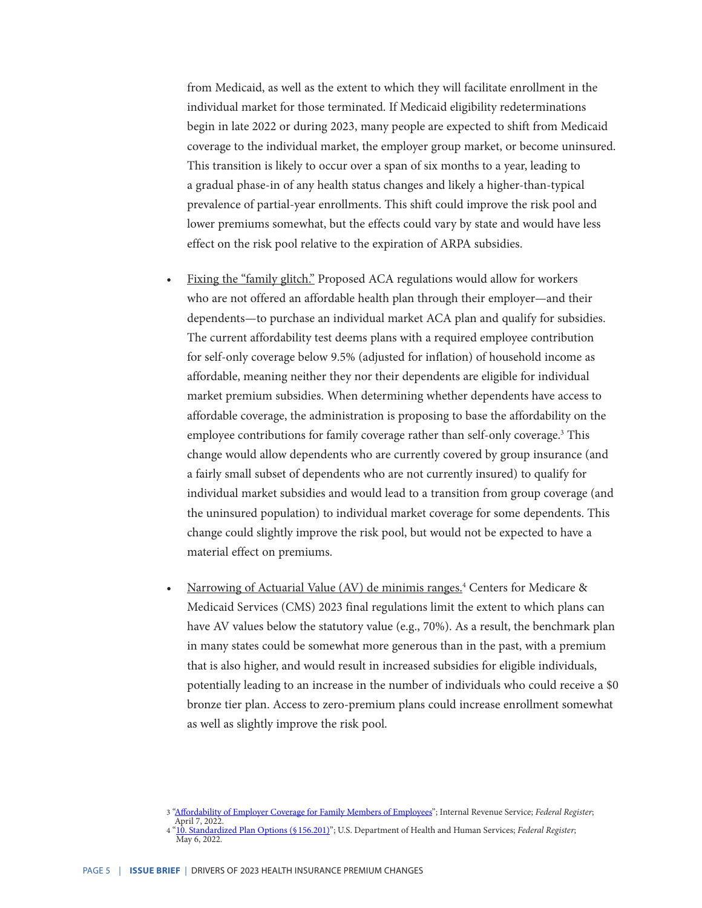from Medicaid, as well as the extent to which they will facilitate enrollment in the individual market for those terminated. If Medicaid eligibility redeterminations begin in late 2022 or during 2023, many people are expected to shift from Medicaid coverage to the individual market, the employer group market, or become uninsured. This transition is likely to occur over a span of six months to a year, leading to a gradual phase-in of any health status changes and likely a higher-than-typical prevalence of partial-year enrollments. This shift could improve the risk pool and lower premiums somewhat, but the effects could vary by state and would have less effect on the risk pool relative to the expiration of ARPA subsidies.

- Fixing the "family glitch." Proposed ACA regulations would allow for workers who are not offered an affordable health plan through their employer—and their dependents—to purchase an individual market ACA plan and qualify for subsidies. The current affordability test deems plans with a required employee contribution for self-only coverage below 9.5% (adjusted for inflation) of household income as affordable, meaning neither they nor their dependents are eligible for individual market premium subsidies. When determining whether dependents have access to affordable coverage, the administration is proposing to base the affordability on the employee contributions for family coverage rather than self-only coverage.[3] This change would allow dependents who are currently covered by group insurance (and a fairly small subset of dependents who are not currently insured) to qualify for individual market subsidies and would lead to a transition from group coverage (and the uninsured population) to individual market coverage for some dependents. This change could slightly improve the risk pool, but would not be expected to have a material effect on premiums.

- Narrowing of Actuarial Value (AV) de minimis ranges.[4] Centers for Medicare & Medicaid Services (CMS) 2023 final regulations limit the extent to which plans can have AV values below the statutory value (e.g., 70%). As a result, the benchmark plan in many states could be somewhat more generous than in the past, with a premium that is also higher, and would result in increased subsidies for eligible individuals, potentially leading to an increase in the number of individuals who could receive a $0 bronze tier plan. Access to zero-premium plans could increase enrollment somewhat as well as slightly improve the risk pool.

---

[3] "Affordability of Employer Coverage for Family Members of Employees"; Internal Revenue Service; *Federal Register*; April 7, 2022.

[4] "10. Standardized Plan Options (§156.201)"; U.S. Department of Health and Human Services; *Federal Register*; May 6, 2022.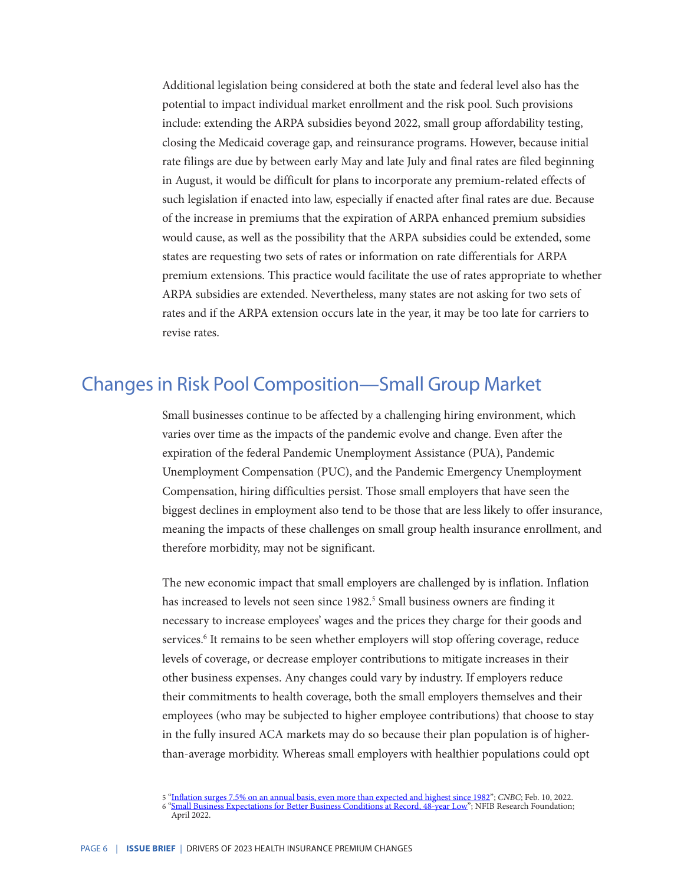Additional legislation being considered at both the state and federal level also has the potential to impact individual market enrollment and the risk pool. Such provisions include: extending the ARPA subsidies beyond 2022, small group affordability testing, closing the Medicaid coverage gap, and reinsurance programs. However, because initial rate filings are due by between early May and late July and final rates are filed beginning in August, it would be difficult for plans to incorporate any premium-related effects of such legislation if enacted into law, especially if enacted after final rates are due. Because of the increase in premiums that the expiration of ARPA enhanced premium subsidies would cause, as well as the possibility that the ARPA subsidies could be extended, some states are requesting two sets of rates or information on rate differentials for ARPA premium extensions. This practice would facilitate the use of rates appropriate to whether ARPA subsidies are extended. Nevertheless, many states are not asking for two sets of rates and if the ARPA extension occurs late in the year, it may be too late for carriers to revise rates.

## Changes in Risk Pool Composition—Small Group Market

Small businesses continue to be affected by a challenging hiring environment, which varies over time as the impacts of the pandemic evolve and change. Even after the expiration of the federal Pandemic Unemployment Assistance (PUA), Pandemic Unemployment Compensation (PUC), and the Pandemic Emergency Unemployment Compensation, hiring difficulties persist. Those small employers that have seen the biggest declines in employment also tend to be those that are less likely to offer insurance, meaning the impacts of these challenges on small group health insurance enrollment, and therefore morbidity, may not be significant.

The new economic impact that small employers are challenged by is inflation. Inflation has increased to levels not seen since 1982.[5] Small business owners are finding it necessary to increase employees' wages and the prices they charge for their goods and services.[6] It remains to be seen whether employers will stop offering coverage, reduce levels of coverage, or decrease employer contributions to mitigate increases in their other business expenses. Any changes could vary by industry. If employers reduce their commitments to health coverage, both the small employers themselves and their employees (who may be subjected to higher employee contributions) that choose to stay in the fully insured ACA markets may do so because their plan population is of higher-than-average morbidity. Whereas small employers with healthier populations could opt

5 "Inflation surges 7.5% on an annual basis, even more than expected and highest since 1982"; *CNBC*; Feb. 10, 2022.

6 "Small Business Expectations for Better Business Conditions at Record, 48-year Low"; NFIB Research Foundation; April 2022.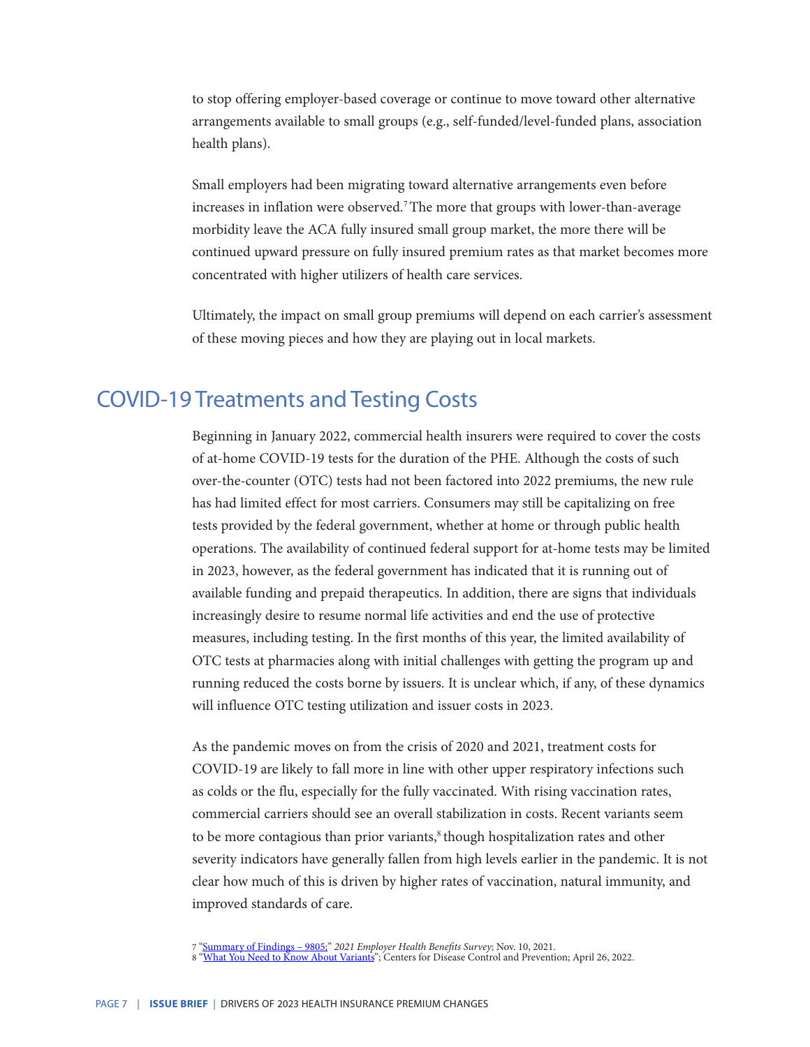to stop offering employer-based coverage or continue to move toward other alternative arrangements available to small groups (e.g., self-funded/level-funded plans, association health plans).

Small employers had been migrating toward alternative arrangements even before increases in inflation were observed.[7] The more that groups with lower-than-average morbidity leave the ACA fully insured small group market, the more there will be continued upward pressure on fully insured premium rates as that market becomes more concentrated with higher utilizers of health care services.

Ultimately, the impact on small group premiums will depend on each carrier's assessment of these moving pieces and how they are playing out in local markets.

## COVID-19 Treatments and Testing Costs

Beginning in January 2022, commercial health insurers were required to cover the costs of at-home COVID-19 tests for the duration of the PHE. Although the costs of such over-the-counter (OTC) tests had not been factored into 2022 premiums, the new rule has had limited effect for most carriers. Consumers may still be capitalizing on free tests provided by the federal government, whether at home or through public health operations. The availability of continued federal support for at-home tests may be limited in 2023, however, as the federal government has indicated that it is running out of available funding and prepaid therapeutics. In addition, there are signs that individuals increasingly desire to resume normal life activities and end the use of protective measures, including testing. In the first months of this year, the limited availability of OTC tests at pharmacies along with initial challenges with getting the program up and running reduced the costs borne by issuers. It is unclear which, if any, of these dynamics will influence OTC testing utilization and issuer costs in 2023.

As the pandemic moves on from the crisis of 2020 and 2021, treatment costs for COVID-19 are likely to fall more in line with other upper respiratory infections such as colds or the flu, especially for the fully vaccinated. With rising vaccination rates, commercial carriers should see an overall stabilization in costs. Recent variants seem to be more contagious than prior variants,[8] though hospitalization rates and other severity indicators have generally fallen from high levels earlier in the pandemic. It is not clear how much of this is driven by higher rates of vaccination, natural immunity, and improved standards of care.

---

7 "Summary of Findings – 9805;" *2021 Employer Health Benefits Survey*; Nov. 10, 2021.
8 "What You Need to Know About Variants"; Centers for Disease Control and Prevention; April 26, 2022.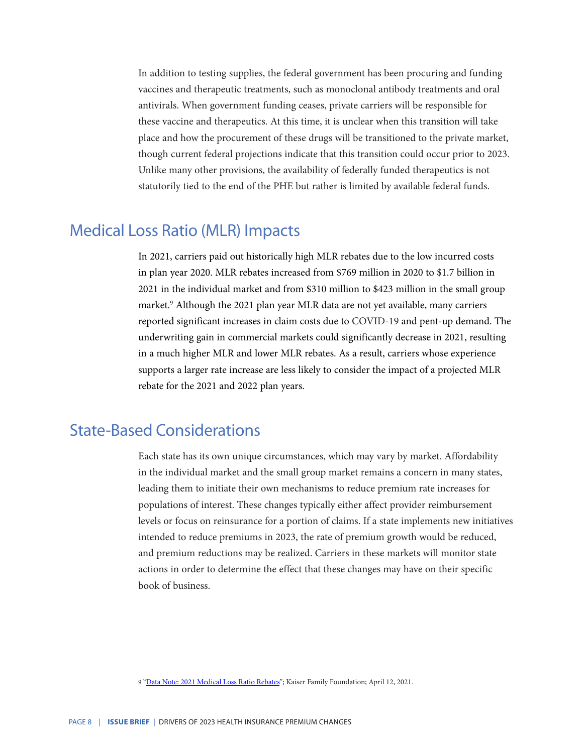In addition to testing supplies, the federal government has been procuring and funding vaccines and therapeutic treatments, such as monoclonal antibody treatments and oral antivirals. When government funding ceases, private carriers will be responsible for these vaccine and therapeutics. At this time, it is unclear when this transition will take place and how the procurement of these drugs will be transitioned to the private market, though current federal projections indicate that this transition could occur prior to 2023. Unlike many other provisions, the availability of federally funded therapeutics is not statutorily tied to the end of the PHE but rather is limited by available federal funds.

## Medical Loss Ratio (MLR) Impacts

In 2021, carriers paid out historically high MLR rebates due to the low incurred costs in plan year 2020. MLR rebates increased from $769 million in 2020 to $1.7 billion in 2021 in the individual market and from $310 million to $423 million in the small group market.[9] Although the 2021 plan year MLR data are not yet available, many carriers reported significant increases in claim costs due to COVID-19 and pent-up demand. The underwriting gain in commercial markets could significantly decrease in 2021, resulting in a much higher MLR and lower MLR rebates. As a result, carriers whose experience supports a larger rate increase are less likely to consider the impact of a projected MLR rebate for the 2021 and 2022 plan years.

## State-Based Considerations

Each state has its own unique circumstances, which may vary by market. Affordability in the individual market and the small group market remains a concern in many states, leading them to initiate their own mechanisms to reduce premium rate increases for populations of interest. These changes typically either affect provider reimbursement levels or focus on reinsurance for a portion of claims. If a state implements new initiatives intended to reduce premiums in 2023, the rate of premium growth would be reduced, and premium reductions may be realized. Carriers in these markets will monitor state actions in order to determine the effect that these changes may have on their specific book of business.

9 "[Data Note: 2021 Medical Loss Ratio Rebates](#)"; Kaiser Family Foundation; April 12, 2021.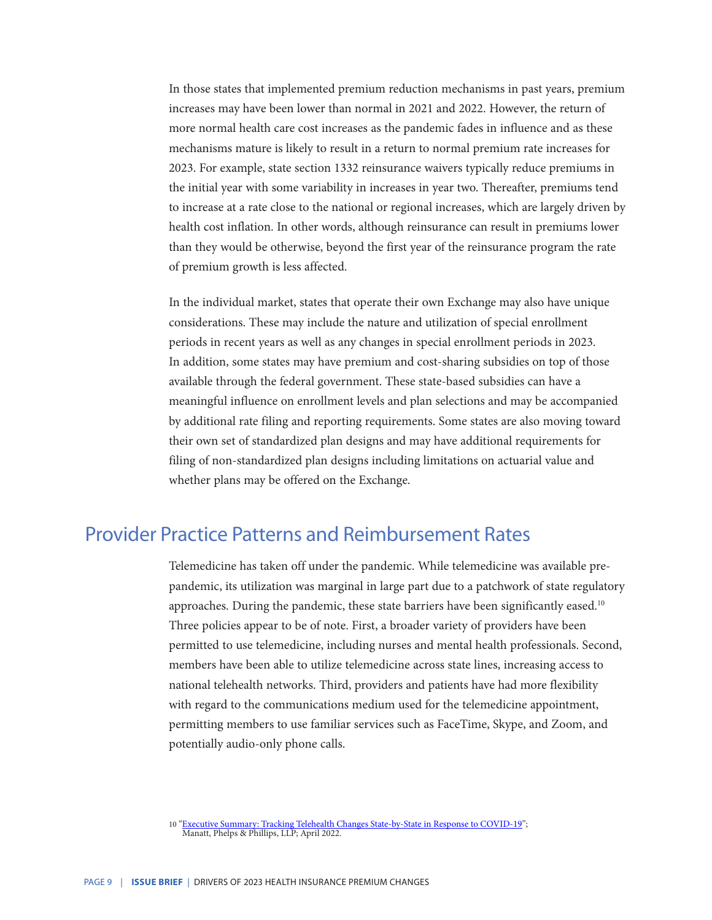In those states that implemented premium reduction mechanisms in past years, premium increases may have been lower than normal in 2021 and 2022. However, the return of more normal health care cost increases as the pandemic fades in influence and as these mechanisms mature is likely to result in a return to normal premium rate increases for 2023. For example, state section 1332 reinsurance waivers typically reduce premiums in the initial year with some variability in increases in year two. Thereafter, premiums tend to increase at a rate close to the national or regional increases, which are largely driven by health cost inflation. In other words, although reinsurance can result in premiums lower than they would be otherwise, beyond the first year of the reinsurance program the rate of premium growth is less affected.

In the individual market, states that operate their own Exchange may also have unique considerations. These may include the nature and utilization of special enrollment periods in recent years as well as any changes in special enrollment periods in 2023. In addition, some states may have premium and cost-sharing subsidies on top of those available through the federal government. These state-based subsidies can have a meaningful influence on enrollment levels and plan selections and may be accompanied by additional rate filing and reporting requirements. Some states are also moving toward their own set of standardized plan designs and may have additional requirements for filing of non-standardized plan designs including limitations on actuarial value and whether plans may be offered on the Exchange.

## Provider Practice Patterns and Reimbursement Rates

Telemedicine has taken off under the pandemic. While telemedicine was available pre-pandemic, its utilization was marginal in large part due to a patchwork of state regulatory approaches. During the pandemic, these state barriers have been significantly eased.[10] Three policies appear to be of note. First, a broader variety of providers have been permitted to use telemedicine, including nurses and mental health professionals. Second, members have been able to utilize telemedicine across state lines, increasing access to national telehealth networks. Third, providers and patients have had more flexibility with regard to the communications medium used for the telemedicine appointment, permitting members to use familiar services such as FaceTime, Skype, and Zoom, and potentially audio-only phone calls.

10 "Executive Summary: Tracking Telehealth Changes State-by-State in Response to COVID-19"; Manatt, Phelps & Phillips, LLP; April 2022.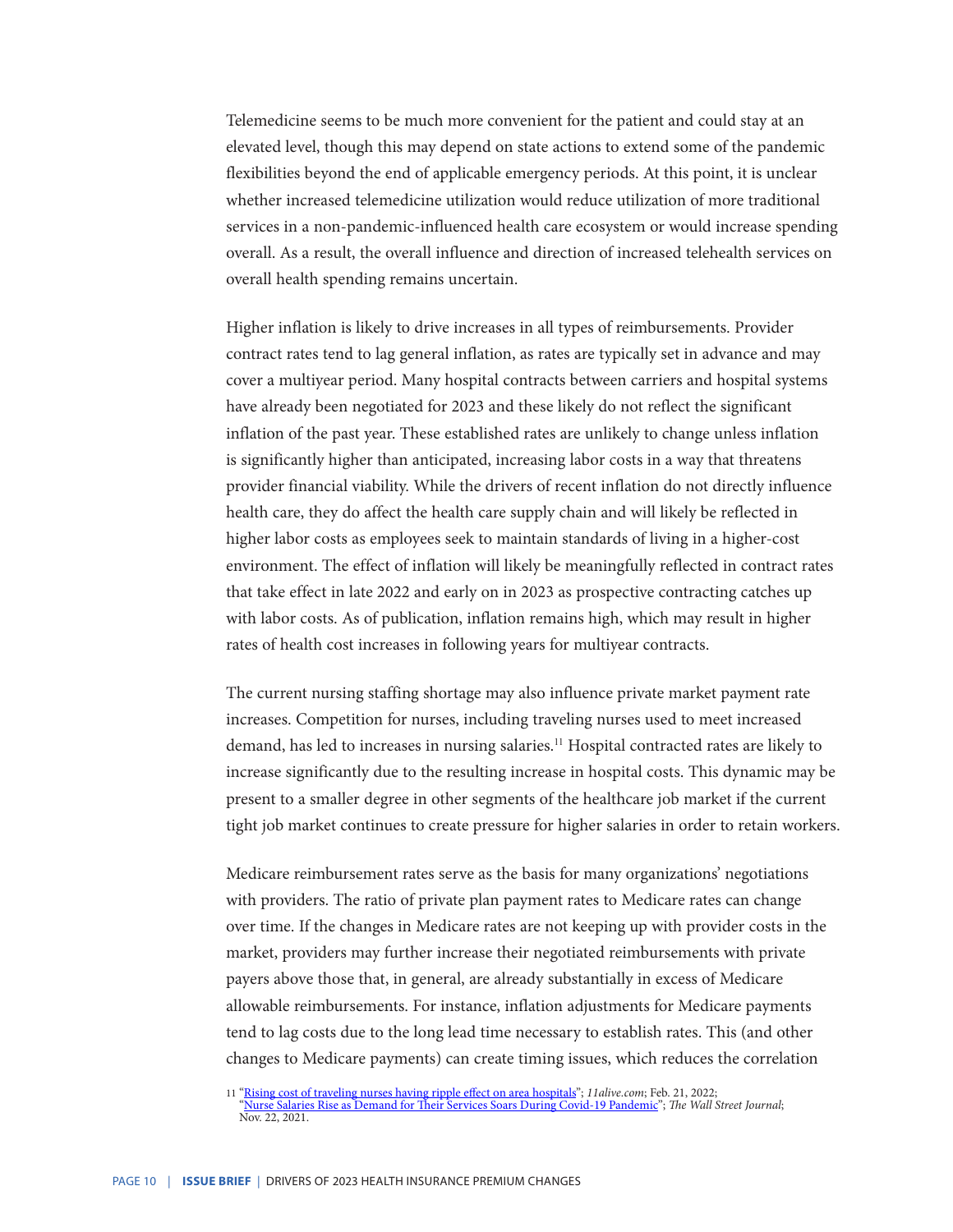Telemedicine seems to be much more convenient for the patient and could stay at an elevated level, though this may depend on state actions to extend some of the pandemic flexibilities beyond the end of applicable emergency periods. At this point, it is unclear whether increased telemedicine utilization would reduce utilization of more traditional services in a non-pandemic-influenced health care ecosystem or would increase spending overall. As a result, the overall influence and direction of increased telehealth services on overall health spending remains uncertain.

Higher inflation is likely to drive increases in all types of reimbursements. Provider contract rates tend to lag general inflation, as rates are typically set in advance and may cover a multiyear period. Many hospital contracts between carriers and hospital systems have already been negotiated for 2023 and these likely do not reflect the significant inflation of the past year. These established rates are unlikely to change unless inflation is significantly higher than anticipated, increasing labor costs in a way that threatens provider financial viability. While the drivers of recent inflation do not directly influence health care, they do affect the health care supply chain and will likely be reflected in higher labor costs as employees seek to maintain standards of living in a higher-cost environment. The effect of inflation will likely be meaningfully reflected in contract rates that take effect in late 2022 and early on in 2023 as prospective contracting catches up with labor costs. As of publication, inflation remains high, which may result in higher rates of health cost increases in following years for multiyear contracts.

The current nursing staffing shortage may also influence private market payment rate increases. Competition for nurses, including traveling nurses used to meet increased demand, has led to increases in nursing salaries.[11] Hospital contracted rates are likely to increase significantly due to the resulting increase in hospital costs. This dynamic may be present to a smaller degree in other segments of the healthcare job market if the current tight job market continues to create pressure for higher salaries in order to retain workers.

Medicare reimbursement rates serve as the basis for many organizations' negotiations with providers. The ratio of private plan payment rates to Medicare rates can change over time. If the changes in Medicare rates are not keeping up with provider costs in the market, providers may further increase their negotiated reimbursements with private payers above those that, in general, are already substantially in excess of Medicare allowable reimbursements. For instance, inflation adjustments for Medicare payments tend to lag costs due to the long lead time necessary to establish rates. This (and other changes to Medicare payments) can create timing issues, which reduces the correlation

11 "Rising cost of traveling nurses having ripple effect on area hospitals"; *11alive.com*; Feb. 21, 2022; "Nurse Salaries Rise as Demand for Their Services Soars During Covid-19 Pandemic"; *The Wall Street Journal*; Nov. 22, 2021.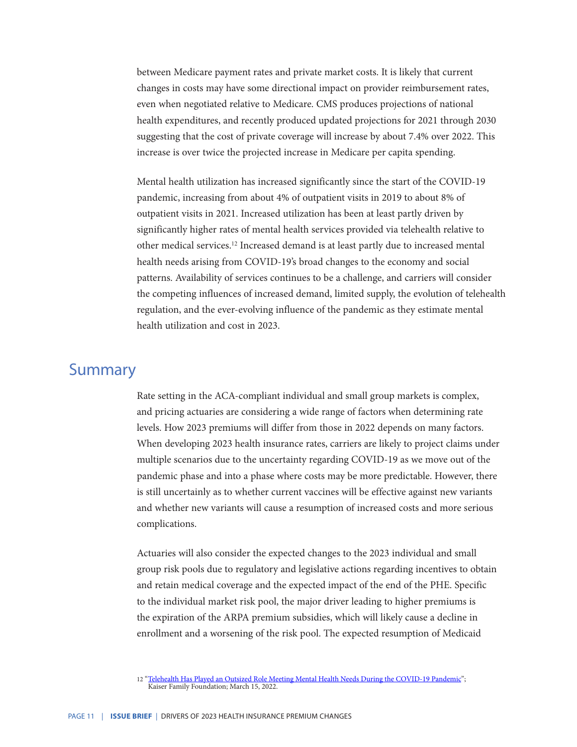between Medicare payment rates and private market costs. It is likely that current changes in costs may have some directional impact on provider reimbursement rates, even when negotiated relative to Medicare. CMS produces projections of national health expenditures, and recently produced updated projections for 2021 through 2030 suggesting that the cost of private coverage will increase by about 7.4% over 2022. This increase is over twice the projected increase in Medicare per capita spending.

Mental health utilization has increased significantly since the start of the COVID-19 pandemic, increasing from about 4% of outpatient visits in 2019 to about 8% of outpatient visits in 2021. Increased utilization has been at least partly driven by significantly higher rates of mental health services provided via telehealth relative to other medical services.[12] Increased demand is at least partly due to increased mental health needs arising from COVID-19's broad changes to the economy and social patterns. Availability of services continues to be a challenge, and carriers will consider the competing influences of increased demand, limited supply, the evolution of telehealth regulation, and the ever-evolving influence of the pandemic as they estimate mental health utilization and cost in 2023.

## Summary

Rate setting in the ACA-compliant individual and small group markets is complex, and pricing actuaries are considering a wide range of factors when determining rate levels. How 2023 premiums will differ from those in 2022 depends on many factors. When developing 2023 health insurance rates, carriers are likely to project claims under multiple scenarios due to the uncertainty regarding COVID-19 as we move out of the pandemic phase and into a phase where costs may be more predictable. However, there is still uncertainly as to whether current vaccines will be effective against new variants and whether new variants will cause a resumption of increased costs and more serious complications.

Actuaries will also consider the expected changes to the 2023 individual and small group risk pools due to regulatory and legislative actions regarding incentives to obtain and retain medical coverage and the expected impact of the end of the PHE. Specific to the individual market risk pool, the major driver leading to higher premiums is the expiration of the ARPA premium subsidies, which will likely cause a decline in enrollment and a worsening of the risk pool. The expected resumption of Medicaid

---

[12] "Telehealth Has Played an Outsized Role Meeting Mental Health Needs During the COVID-19 Pandemic"; Kaiser Family Foundation; March 15, 2022.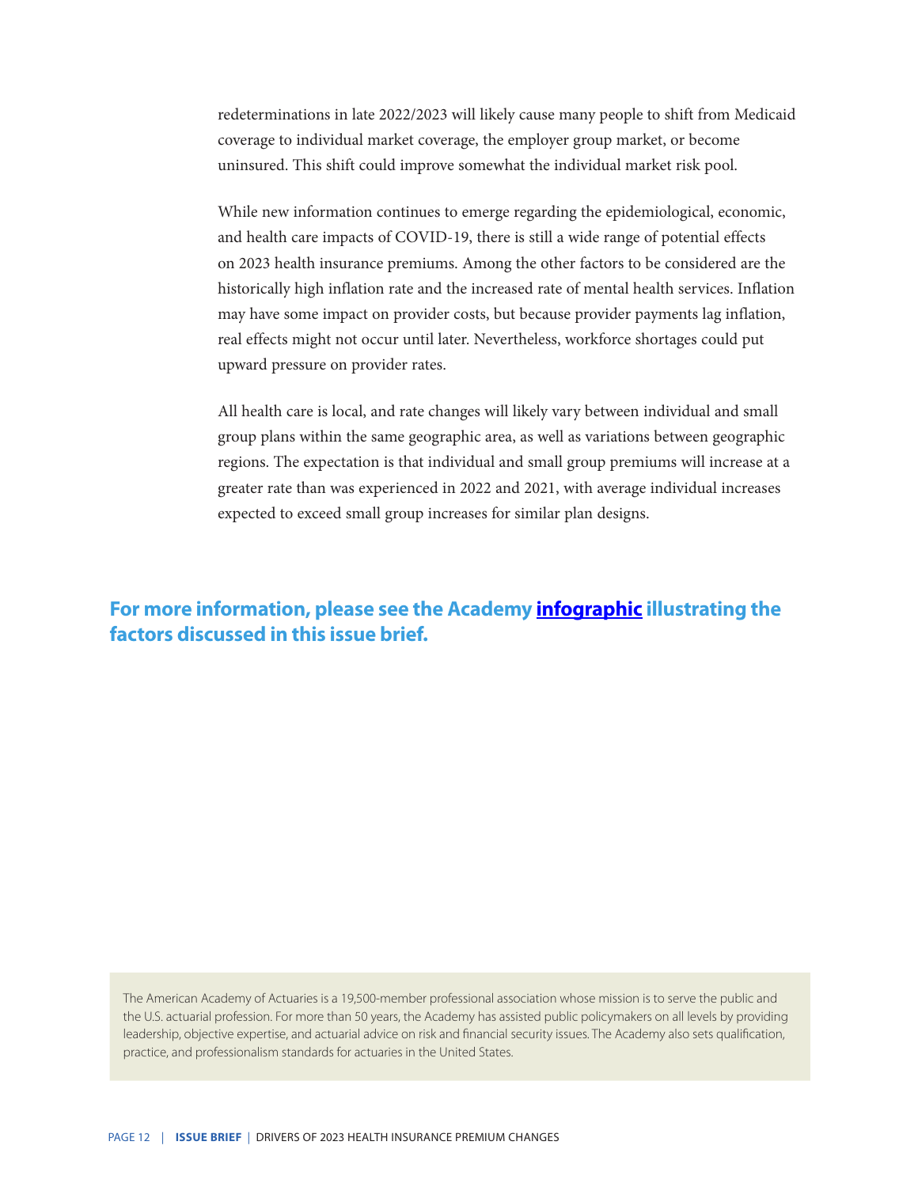redeterminations in late 2022/2023 will likely cause many people to shift from Medicaid coverage to individual market coverage, the employer group market, or become uninsured. This shift could improve somewhat the individual market risk pool.

While new information continues to emerge regarding the epidemiological, economic, and health care impacts of COVID-19, there is still a wide range of potential effects on 2023 health insurance premiums. Among the other factors to be considered are the historically high inflation rate and the increased rate of mental health services. Inflation may have some impact on provider costs, but because provider payments lag inflation, real effects might not occur until later. Nevertheless, workforce shortages could put upward pressure on provider rates.

All health care is local, and rate changes will likely vary between individual and small group plans within the same geographic area, as well as variations between geographic regions. The expectation is that individual and small group premiums will increase at a greater rate than was experienced in 2022 and 2021, with average individual increases expected to exceed small group increases for similar plan designs.

**For more information, please see the Academy infographic illustrating the factors discussed in this issue brief.**

The American Academy of Actuaries is a 19,500-member professional association whose mission is to serve the public and the U.S. actuarial profession. For more than 50 years, the Academy has assisted public policymakers on all levels by providing leadership, objective expertise, and actuarial advice on risk and financial security issues. The Academy also sets qualification, practice, and professionalism standards for actuaries in the United States.